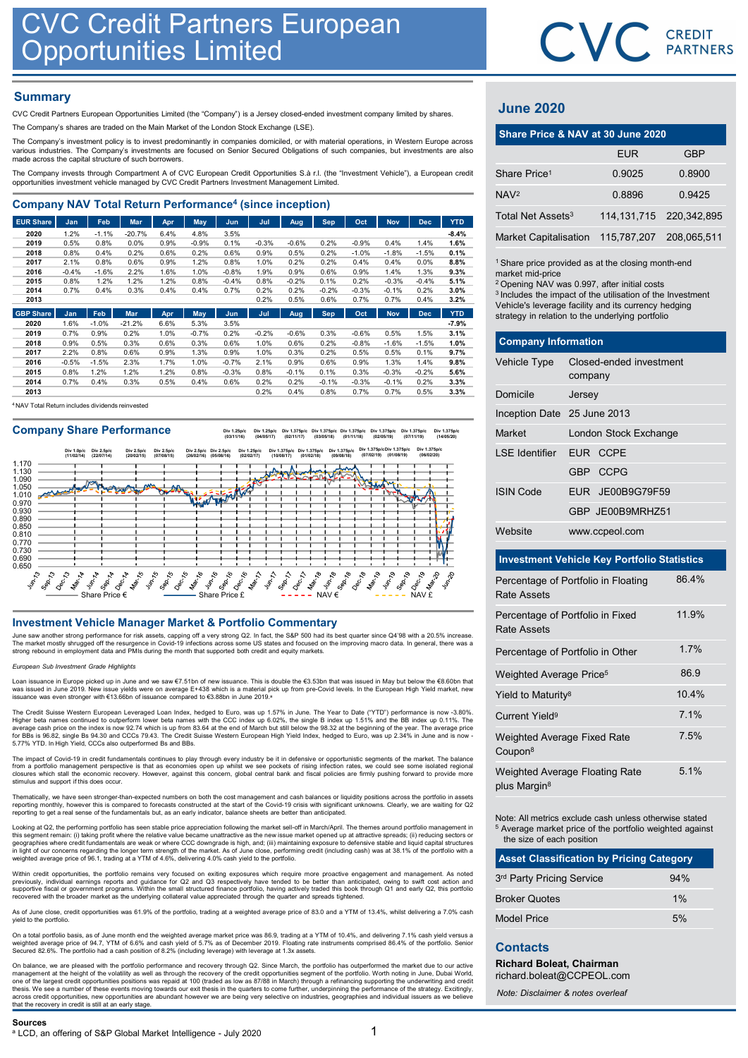# CVC Credit Partners European Opportunities Limited

CVC CREDIT PARTNERS

## Summary

CVC Credit Partners European Opportunities Limited (the "Company") is a Jersey closed-ended investment company limited by shares.

The Company's shares are traded on the Main Market of the London Stock Exchange (LSE).

The Company's investment policy is to invest predominantly in companies domiciled, or with material operations, in Western Europe across various industries. The Company's investments are focused on Senior Secured Obligations of such companies, but investments are also made across the capital structure of such borrowers.

The Company invests through Compartment A of CVC European Credit Opportunities S.à r.l. (the "Investment Vehicle"), a European credit opportunities investment vehicle managed by CVC Credit Partners Investment Management Limited.

## Company NAV Total Return Performance[4] (since inception)

| EUR Share | Jan | Feb | Mar | Apr | May | Jun | Jul | Aug | Sep | Oct | Nov | Dec | YTD |
|---|---|---|---|---|---|---|---|---|---|---|---|---|---|
| 2020 | 1.2% | -1.1% | -20.7% | 6.4% | 4.8% | 3.5% | | | | | | | -8.4% |
| 2019 | 0.5% | 0.8% | 0.0% | 0.9% | -0.9% | 0.1% | -0.3% | -0.6% | 0.2% | -0.9% | 0.4% | 1.4% | 1.6% |
| 2018 | 0.8% | 0.4% | 0.2% | 0.6% | 0.2% | 0.6% | 0.9% | 0.5% | 0.2% | -1.0% | -1.8% | -1.5% | 0.1% |
| 2017 | 2.1% | 0.8% | 0.6% | 0.9% | 1.2% | 0.8% | 1.0% | 0.2% | 0.2% | 0.4% | 0.4% | 0.0% | 8.8% |
| 2016 | -0.4% | -1.6% | 2.2% | 1.6% | 1.0% | -0.8% | 1.9% | 0.9% | 0.6% | 0.9% | 1.4% | 1.3% | 9.3% |
| 2015 | 0.8% | 1.2% | 1.2% | 1.2% | 0.8% | -0.4% | 0.8% | -0.2% | 0.1% | 0.2% | -0.3% | -0.4% | 5.1% |
| 2014 | 0.7% | 0.4% | 0.3% | 0.4% | 0.4% | 0.7% | 0.2% | 0.2% | -0.2% | -0.3% | -0.1% | 0.2% | 3.0% |
| 2013 | | | | | | | 0.2% | 0.5% | 0.6% | 0.7% | 0.7% | 0.4% | 3.2% |

| GBP Share | Jan | Feb | Mar | Apr | May | Jun | Jul | Aug | Sep | Oct | Nov | Dec | YTD |
|---|---|---|---|---|---|---|---|---|---|---|---|---|---|
| 2020 | 1.6% | -1.0% | -21.2% | 6.6% | 5.3% | 3.5% | | | | | | | -7.9% |
| 2019 | 0.7% | 0.9% | 0.2% | 1.0% | -0.7% | 0.2% | -0.2% | -0.6% | 0.3% | -0.6% | 0.5% | 1.5% | 3.1% |
| 2018 | 0.9% | 0.5% | 0.3% | 0.6% | 0.3% | 0.6% | 1.0% | 0.6% | 0.2% | -0.8% | -1.6% | -1.5% | 1.0% |
| 2017 | 2.2% | 0.8% | 0.6% | 0.9% | 1.3% | 0.9% | 1.0% | 0.3% | 0.2% | 0.5% | 0.5% | 0.1% | 9.7% |
| 2016 | -0.5% | -1.5% | 2.3% | 1.7% | 1.0% | -0.7% | 2.1% | 0.9% | 0.6% | 0.9% | 1.3% | 1.4% | 9.8% |
| 2015 | 0.8% | 1.2% | 1.2% | 1.2% | 0.8% | -0.3% | 0.8% | -0.1% | 0.1% | 0.3% | -0.3% | -0.2% | 5.6% |
| 2014 | 0.7% | 0.4% | 0.3% | 0.5% | 0.4% | 0.6% | 0.2% | 0.2% | -0.1% | -0.3% | -0.1% | 0.2% | 3.3% |
| 2013 | | | | | | | 0.2% | 0.4% | 0.8% | 0.7% | 0.7% | 0.5% | 3.3% |

[4] NAV Total Return includes dividends reinvested

## Company Share Performance

Div 1.0p/c (11/02/14), Div 2.5p/c (22/07/14), Div 2.5p/c (20/02/15), Div 2.5p/c (07/08/15), Div 2.5p/c (26/02/16), Div 2.5p/c (05/08/16), Div 1.25p/c (03/11/16), Div 1.25p/c (02/02/17), Div 1.25p/c (04/05/17), Div 1.375p/c (10/08/17), Div 1.375p/c (02/11/17), Div 1.375p/c (01/02/18), Div 1.375p/c (03/05/18), Div 1.375p/c (09/08/18), Div 1.375p/c (01/11/18), Div 1.375p/c (07/02/19), Div 1.375p/c (02/05/19), Div 1.375p/c (01/08/19), Div 1.375p/c (07/11/19), Div 1.375p/c (06/02/20), Div 1.375p/c (14/05/20)

Share Price € — Share Price £ — NAV € — NAV £

## Investment Vehicle Manager Market & Portfolio Commentary

June saw another strong performance for risk assets, capping off a very strong Q2. In fact, the S&P 500 had its best quarter since Q4'98 with a 20.5% increase. The market mostly shrugged off the resurgence in Covid-19 infections across some US states and focused on the improving macro data. In general, there was a strong rebound in employment data and PMIs during the month that supported both credit and equity markets.

*European Sub Investment Grade Highlights*

Loan issuance in Europe picked up in June and we saw €7.51bn of new issuance. This is double the €3.53bn that was issued in May but below the €8.60bn that was issued in June 2019. New issue yields were on average E+438 which is a material pick up from pre-Covid levels. In the European High Yield market, new issuance was even stronger with €13.66bn of issuance compared to €3.88bn in June 2019.[a]

The Credit Suisse Western European Leveraged Loan Index, hedged to Euro, was up 1.57% in June. The Year to Date ("YTD") performance is now -3.80%. Higher beta names continued to outperform lower beta names with the CCC index up 6.02%, the single B index up 1.51% and the BB index up 0.11%. The average cash price on the index is now 92.74 which is up from 83.64 at the end of March but still below the 98.32 at the beginning of the year. The average price for BBs is 96.82, single Bs 94.30 and CCCs 79.43. The Credit Suisse Western European High Yield Index, hedged to Euro, was up 2.34% in June and is now -5.77% YTD. In High Yield, CCCs also outperformed Bs and BBs.

The impact of Covid-19 in credit fundamentals continues to play through every industry be it in defensive or opportunistic segments of the market. The balance from a portfolio management perspective is that as economies open up whilst we see pockets of rising infection rates, we could see some isolated regional closures which stall the economic recovery. However, against this concern, global central bank and fiscal policies are firmly pushing forward to provide more stimulus and support if this does occur.

Thematically, we have seen stronger-than-expected numbers on both the cost management and cash balances or liquidity positions across the portfolio in assets reporting monthly, however this is compared to forecasts constructed at the start of the Covid-19 crisis with significant unknowns. Clearly, we are waiting for Q2 reporting to get a real sense of the fundamentals but, as an early indicator, balance sheets are better than anticipated.

Looking at Q2, the performing portfolio has seen stable price appreciation following the market sell-off in March/April. The themes around portfolio management in this segment remain: (i) taking profit where the relative value became unattractive as the new issue market opened up at attractive spreads; (ii) reducing sectors or geographies where credit fundamentals are weak or where CCC downgrade is high, and; (iii) maintaining exposure to defensive stable and liquid capital structures in light of our concerns regarding the longer term strength of the market. As of June close, performing credit (including cash) was at 38.1% of the portfolio with a weighted average price of 96.1, trading at a YTM of 4.6%, delivering 4.0% cash yield to the portfolio.

Within credit opportunities, the portfolio remains very focused on exiting exposures which require more proactive engagement and management. As noted previously, individual earnings reports and guidance for Q2 and Q3 respectively have tended to be better than anticipated, owing to swift cost action and supportive fiscal or government programs. Within the small structured finance portfolio, having actively traded this book through Q1 and early Q2, this portfolio recovered with the broader market as the underlying collateral value appreciated through the quarter and spreads tightened.

As of June close, credit opportunities was 61.9% of the portfolio, trading at a weighted average price of 83.0 and a YTM of 13.4%, whilst delivering a 7.0% cash yield to the portfolio.

On a total portfolio basis, as of June month end the weighted average market price was 86.9, trading at a YTM of 10.4%, and delivering 7.1% cash yield versus a weighted average price of 94.7, YTM of 6.6% and cash yield of 5.7% as of December 2019. Floating rate instruments comprised 86.4% of the portfolio. Senior Secured 82.6%. The portfolio had a cash position of 8.2% (including leverage) with leverage at 1.3x assets.

On balance, we are pleased with the portfolio performance and recovery through Q2. Since March, the portfolio has outperformed the market due to our active management at the height of the volatility as well as through the recovery of the credit opportunities segment of the portfolio. Worth noting in June, Dubai World, one of the largest credit opportunities positions was repaid at 100 (traded as low as 87/88 in March) through a refinancing supporting the underwriting and credit thesis. We see a number of these events moving towards our exit thesis in the quarters to come further, underpinning the performance of the strategy. Excitingly, across credit opportunities, new opportunities are abundant however we are being very selective on industries, geographies and individual issuers as we believe that the recovery in credit is still at an early stage.

## June 2020

### Share Price & NAV at 30 June 2020

| | EUR | GBP |
|---|---|---|
| Share Price[1] | 0.9025 | 0.8900 |
| NAV[2] | 0.8896 | 0.9425 |
| Total Net Assets[3] | 114,131,715 | 220,342,895 |
| Market Capitalisation | 115,787,207 | 208,065,511 |

[1] Share price provided as at the closing month-end market mid-price
[2] Opening NAV was 0.997, after initial costs
[3] Includes the impact of the utilisation of the Investment Vehicle's leverage facility and its currency hedging strategy in relation to the underlying portfolio

### Company Information

| | |
|---|---|
| Vehicle Type | Closed-ended investment company |
| Domicile | Jersey |
| Inception Date | 25 June 2013 |
| Market | London Stock Exchange |
| LSE Identifier | EUR CCPE |
| | GBP CCPG |
| ISIN Code | EUR JE00B9G79F59 |
| | GBP JE00B9MRHZ51 |
| Website | www.ccpeol.com |

### Investment Vehicle Key Portfolio Statistics

| | |
|---|---|
| Percentage of Portfolio in Floating Rate Assets | 86.4% |
| Percentage of Portfolio in Fixed Rate Assets | 11.9% |
| Percentage of Portfolio in Other | 1.7% |
| Weighted Average Price[5] | 86.9 |
| Yield to Maturity[8] | 10.4% |
| Current Yield[9] | 7.1% |
| Weighted Average Fixed Rate Coupon[8] | 7.5% |
| Weighted Average Floating Rate plus Margin[8] | 5.1% |

Note: All metrics exclude cash unless otherwise stated
[5] Average market price of the portfolio weighted against the size of each position

### Asset Classification by Pricing Category

| | |
|---|---|
| 3rd Party Pricing Service | 94% |
| Broker Quotes | 1% |
| Model Price | 5% |

## Contacts

**Richard Boleat, Chairman**
richard.boleat@CCPEOL.com

*Note: Disclaimer & notes overleaf*

**Sources**
[a] LCD, an offering of S&P Global Market Intelligence - July 2020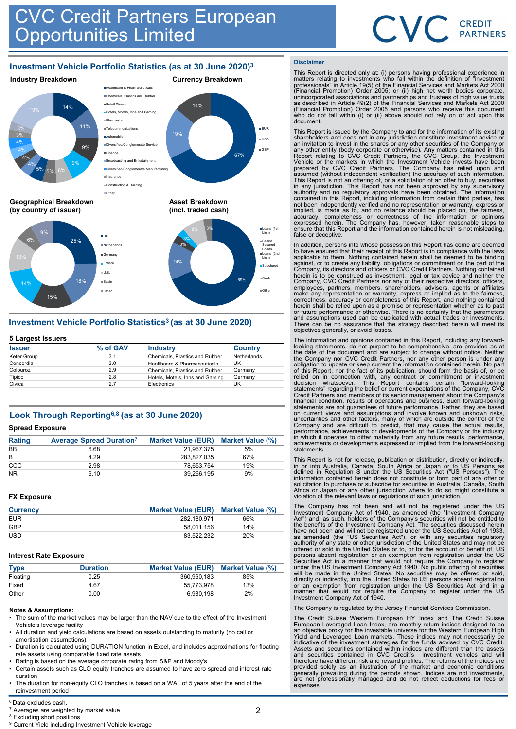# CVC Credit Partners European Opportunities Limited

## Investment Vehicle Portfolio Statistics (as at 30 June 2020)[3]

### Industry Breakdown

14%
11%
9%
9%
6%
5%
5%
4%
4%
4%
4%
3%
3%
19%

- Healthcare & Pharmaceuticals
- Chemicals, Plastics and Rubber
- Retail Stores
- Hotels, Motels, Inns and Gaming
- Electronics
- Telecommunications
- Automobile
- Diversified/Conglomerate Service
- Finance
- Broadcasting and Entertainment
- Diversified/Conglomerate Manufacturing
- Insurance
- Construction & Building
- Other

### Currency Breakdown

67%
19%
14%

- EUR
- USD
- GBP

### Geographical Breakdown (by country of issuer)

25%
18%
15%
14%
13%
6%
9%

- UK
- Netherlands
- Germany
- France
- U.S.
- Spain
- Other

### Asset Breakdown (incl. traded cash)

69%
14%
3%
3%
8%
3%

- Loans (1st Lien)
- Senior Secured Bonds
- Loans (2nd Lien)
- Structured
- Cash
- Other

## Investment Vehicle Portfolio Statistics[3] (as at 30 June 2020)

### 5 Largest Issuers

| Issuer | % of GAV | Industry | Country |
|---|---|---|---|
| Keter Group | 3.1 | Chemicals, Plastics and Rubber | Netherlands |
| Concordia | 3.0 | Healthcare & Pharmaceuticals | UK |
| Colouroz | 2.9 | Chemicals, Plastics and Rubber | Germany |
| Tipico | 2.8 | Hotels, Motels, Inns and Gaming | Germany |
| Civica | 2.7 | Electronics | UK |

## Look Through Reporting[6,8] (as at 30 June 2020)

### Spread Exposure

| Rating | Average Spread Duration[7] | Market Value (EUR) | Market Value (%) |
|---|---|---|---|
| BB | 6.68 | 21,967,375 | 5% |
| B | 4.29 | 283,827,035 | 67% |
| CCC | 2.98 | 78,653,754 | 19% |
| NR | 6.10 | 39,266,195 | 9% |

### FX Exposure

| Currency | Market Value (EUR) | Market Value (%) |
|---|---|---|
| EUR | 282,180,971 | 66% |
| GBP | 58,011,156 | 14% |
| USD | 83,522,232 | 20% |

### Interest Rate Exposure

| Type | Duration | Market Value (EUR) | Market Value (%) |
|---|---|---|---|
| Floating | 0.25 | 360,960,183 | 85% |
| Fixed | 4.67 | 55,773,978 | 13% |
| Other | 0.00 | 6,980,198 | 2% |

**Notes & Assumptions:**

- The sum of the market values may be larger than the NAV due to the effect of the Investment Vehicle's leverage facility
- All duration and yield calculations are based on assets outstanding to maturity (no call or amortisation assumptions)
- Duration is calculated using DURATION function in Excel, and includes approximations for floating rate assets using comparable fixed rate assets
- Rating is based on the average corporate rating from S&P and Moody's
- Certain assets such as CLO equity tranches are assumed to have zero spread and interest rate duration
- The duration for non-equity CLO tranches is based on a WAL of 5 years after the end of the reinvestment period

[6] Data excludes cash.
[7] Averages are weighted by market value
[8] Excluding short positions.
[9] Current Yield including Investment Vehicle leverage

## Disclaimer

This Report is directed only at: (i) persons having professional experience in matters relating to investments who fall within the definition of "investment professionals" in Article 19(5) of the Financial Services and Markets Act 2000 (Financial Promotion) Order 2005; or (ii) high net worth bodies corporate, unincorporated associations and partnerships and trustees of high value trusts as described in Article 49(2) of the Financial Services and Markets Act 2000 (Financial Promotion) Order 2005 and persons who receive this document who do not fall within (i) or (ii) above should not rely on or act upon this document.

This Report is issued by the Company to and for the information of its existing shareholders and does not in any jurisdiction constitute investment advice or an invitation to invest in the shares or any other securities of the Company or any other entity (body corporate or otherwise). Any matters contained in this Report relating to CVC Credit Partners, the CVC Group, the Investment Vehicle or the markets in which the Investment Vehicle invests have been prepared by CVC Credit Partners. The Company has relied upon and assumed (without independent verification) the accuracy of such information. This Report is not an offering of, or a solicitation of an offer to buy, securities in any jurisdiction. This Report has not been approved by any supervisory authority and no regulatory approvals have been obtained. The information contained in this Report, including information from certain third parties, has not been independently verified and no representation or warranty, express or implied, is made as to, and no reliance should be placed on, the fairness, accuracy, completeness or correctness of the information or opinions expressed herein. The Company has, however, taken reasonable steps to ensure that this Report and the information contained herein is not misleading, false or deceptive.

In addition, persons into whose possession this Report has come are deemed to have ensured that their receipt of this Report is in compliance with the laws applicable to them. Nothing contained herein shall be deemed to be binding against, or to create any liability, obligations or commitment on the part of the Company, its directors and officers or CVC Credit Partners. Nothing contained herein is to be construed as investment, legal or tax advice and neither the Company, CVC Credit Partners nor any of their respective directors, officers, employees, partners, members, shareholders, advisers, agents or affiliates make any representation or warranty, express or implied as to the fairness, correctness, accuracy or completeness of this Report, and nothing contained herein shall be relied upon as a promise or representation whether as to past or future performance or otherwise. There is no certainty that the parameters and assumptions used can be duplicated with actual trades or investments. There can be no assurance that the strategy described herein will meet its objectives generally, or avoid losses.

The information and opinions contained in this Report, including any forward-looking statements, do not purport to be comprehensive, are provided as at the date of the document and are subject to change without notice. Neither the Company nor CVC Credit Partners, nor any other person is under any obligation to update or keep current the information contained herein. No part of this Report, nor the fact of its publication, should form the basis of, or be relied on in connection with, any contract or commitment or investment decision whatsoever. This Report contains certain "forward-looking statements" regarding the belief or current expectations of the Company, CVC Credit Partners and members of its senior management about the Company's financial condition, results of operations and business. Such forward-looking statements are not guarantees of future performance. Rather, they are based on current views and assumptions and involve known and unknown risks, uncertainties and other factors, many of which are outside the control of the Company and are difficult to predict, that may cause the actual results, performance, achievements or developments of the Company or the industry in which it operates to differ materially from any future results, performance, achievements or developments expressed or implied from the forward-looking statements.

This Report is not for release, publication or distribution, directly or indirectly, in or into Australia, Canada, South Africa or Japan or to US Persons as defined in Regulation S under the US Securities Act ("US Persons"). The information contained herein does not constitute or form part of any offer or solicitation to purchase or subscribe for securities in Australia, Canada, South Africa or Japan or any other jurisdiction where to do so might constitute a violation of the relevant laws or regulations of such jurisdiction.

The Company has not been and will not be registered under the US Investment Company Act of 1940, as amended (the "Investment Company Act") and, as such, holders of the Company's securities will not be entitled to the benefits of the Investment Company Act. The securities discussed herein have not been and will not be registered under the US Securities Act of 1933, as amended (the "US Securities Act"), or with any securities regulatory authority of any state or other jurisdiction of the United States and may not be offered or sold in the United States or to, or for the account or benefit of, US persons absent registration or an exemption from registration under the US Securities Act in a manner that would not require the Company to register under the US Investment Company Act 1940. No public offering of securities will be made in the United States. No securities may be offered or sold, directly or indirectly, into the United States to US persons absent registration or an exemption from registration under the US Securities Act and in a manner that would not require the Company to register under the US Investment Company Act of 1940.

The Company is regulated by the Jersey Financial Services Commission.

The Credit Suisse Western European HY Index and The Credit Suisse European Leveraged Loan Index, are monthly return indices designed to be an objective proxy for the investable universe for the Western European High Yield and Leveraged Loan markets. These indices may not necessarily be indicative of the investment strategies for the funds advised by CVC Credit. Assets and securities contained within indices are different than the assets and securities contained in CVC Credit's investment vehicles and will therefore have different risk and reward profiles. The returns of the indices are provided solely as an illustration of the market and economic conditions generally prevailing during the periods shown. Indices are not investments, are not professionally managed and do not reflect deductions for fees or expenses.